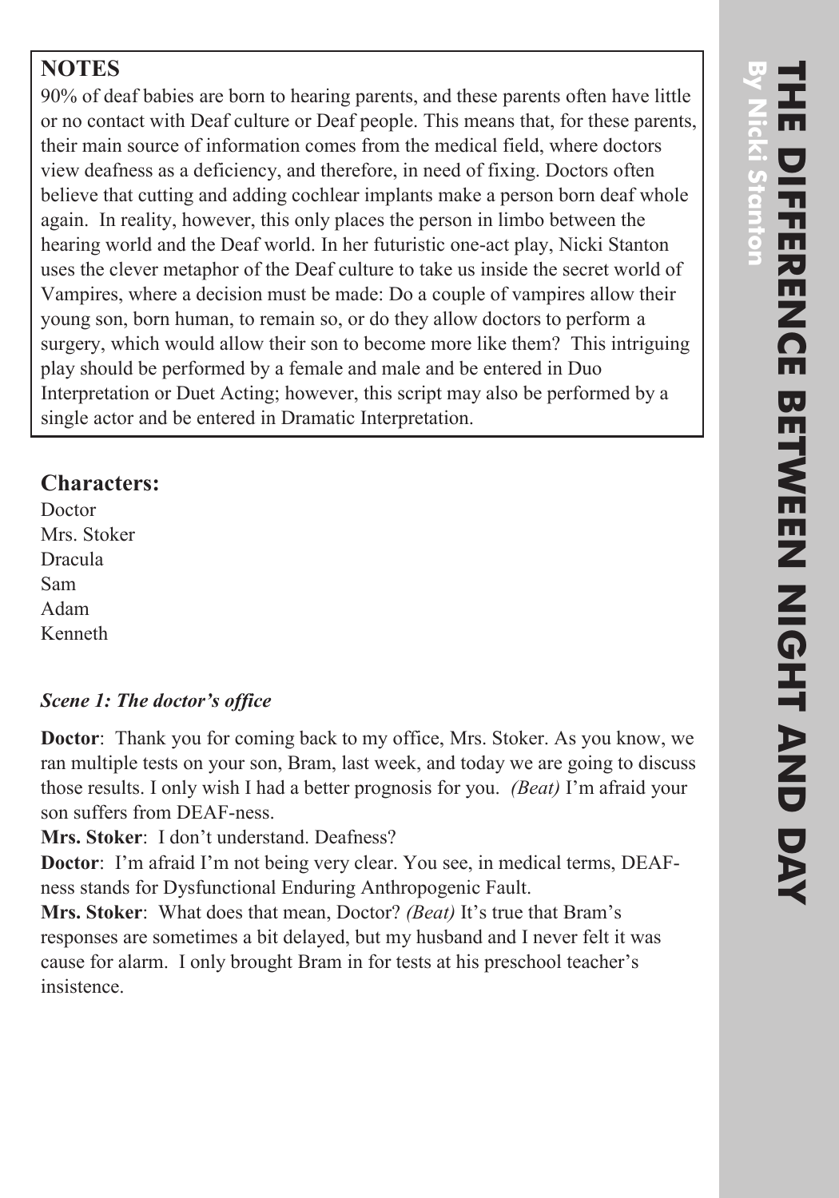# THE DIFFERENCE BETWEEN NIGHT AND DAY

**By Nicki Stanton**

## NOTES

90% of deaf babies are born to hearing parents, and these parents often have little or no contact with Deaf culture or Deaf people. This means that, for these parents, their main source of information comes from the medical field, where doctors view deafness as a deficiency, and therefore, in need of fixing. Doctors often believe that cutting and adding cochlear implants make a person born deaf whole again. In reality, however, this only places the person in limbo between the hearing world and the Deaf world. In her futuristic one-act play, Nicki Stanton uses the clever metaphor of the Deaf culture to take us inside the secret world of Vampires, where a decision must be made: Do a couple of vampires allow their young son, born human, to remain so, or do they allow doctors to perform a surgery, which would allow their son to become more like them? This intriguing play should be performed by a female and male and be entered in Duo Interpretation or Duet Acting; however, this script may also be performed by a single actor and be entered in Dramatic Interpretation.

## Characters:

Doctor
Mrs. Stoker
Dracula
Sam
Adam
Kenneth

### *Scene 1: The doctor's office*

**Doctor**: Thank you for coming back to my office, Mrs. Stoker. As you know, we ran multiple tests on your son, Bram, last week, and today we are going to discuss those results. I only wish I had a better prognosis for you. *(Beat)* I'm afraid your son suffers from DEAF-ness.

**Mrs. Stoker**: I don't understand. Deafness?

**Doctor**: I'm afraid I'm not being very clear. You see, in medical terms, DEAF-ness stands for Dysfunctional Enduring Anthropogenic Fault.

**Mrs. Stoker**: What does that mean, Doctor? *(Beat)* It's true that Bram's responses are sometimes a bit delayed, but my husband and I never felt it was cause for alarm. I only brought Bram in for tests at his preschool teacher's insistence.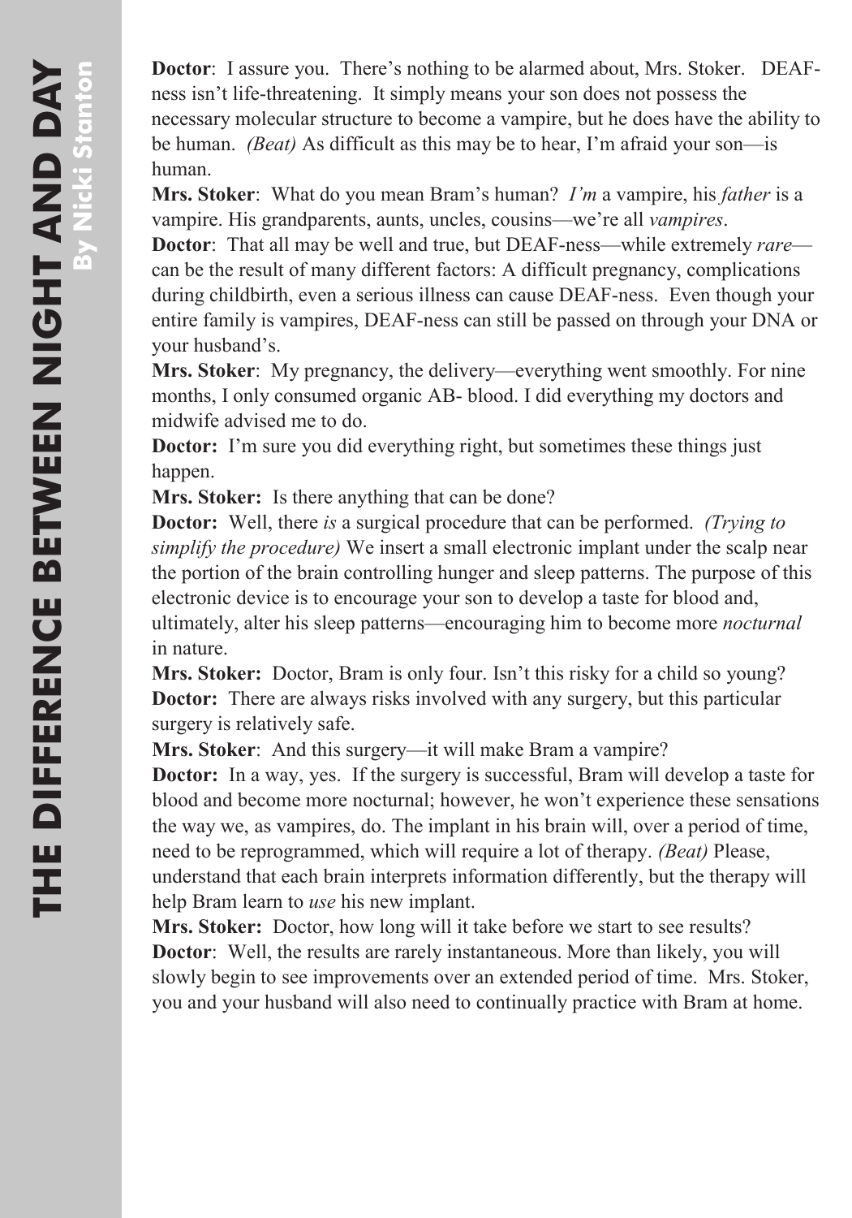**Doctor**: I assure you. There's nothing to be alarmed about, Mrs. Stoker. DEAF-ness isn't life-threatening. It simply means your son does not possess the necessary molecular structure to become a vampire, but he does have the ability to be human. *(Beat)* As difficult as this may be to hear, I'm afraid your son—is human.

**Mrs. Stoker**: What do you mean Bram's human? *I'm* a vampire, his *father* is a vampire. His grandparents, aunts, uncles, cousins—we're all *vampires*.

**Doctor**: That all may be well and true, but DEAF-ness—while extremely *rare*—can be the result of many different factors: A difficult pregnancy, complications during childbirth, even a serious illness can cause DEAF-ness. Even though your entire family is vampires, DEAF-ness can still be passed on through your DNA or your husband's.

**Mrs. Stoker**: My pregnancy, the delivery—everything went smoothly. For nine months, I only consumed organic AB- blood. I did everything my doctors and midwife advised me to do.

**Doctor:** I'm sure you did everything right, but sometimes these things just happen.

**Mrs. Stoker:** Is there anything that can be done?

**Doctor:** Well, there *is* a surgical procedure that can be performed. *(Trying to simplify the procedure)* We insert a small electronic implant under the scalp near the portion of the brain controlling hunger and sleep patterns. The purpose of this electronic device is to encourage your son to develop a taste for blood and, ultimately, alter his sleep patterns—encouraging him to become more *nocturnal* in nature.

**Mrs. Stoker:** Doctor, Bram is only four. Isn't this risky for a child so young?

**Doctor:** There are always risks involved with any surgery, but this particular surgery is relatively safe.

**Mrs. Stoker**: And this surgery—it will make Bram a vampire?

**Doctor:** In a way, yes. If the surgery is successful, Bram will develop a taste for blood and become more nocturnal; however, he won't experience these sensations the way we, as vampires, do. The implant in his brain will, over a period of time, need to be reprogrammed, which will require a lot of therapy. *(Beat)* Please, understand that each brain interprets information differently, but the therapy will help Bram learn to *use* his new implant.

**Mrs. Stoker:** Doctor, how long will it take before we start to see results?

**Doctor**: Well, the results are rarely instantaneous. More than likely, you will slowly begin to see improvements over an extended period of time. Mrs. Stoker, you and your husband will also need to continually practice with Bram at home.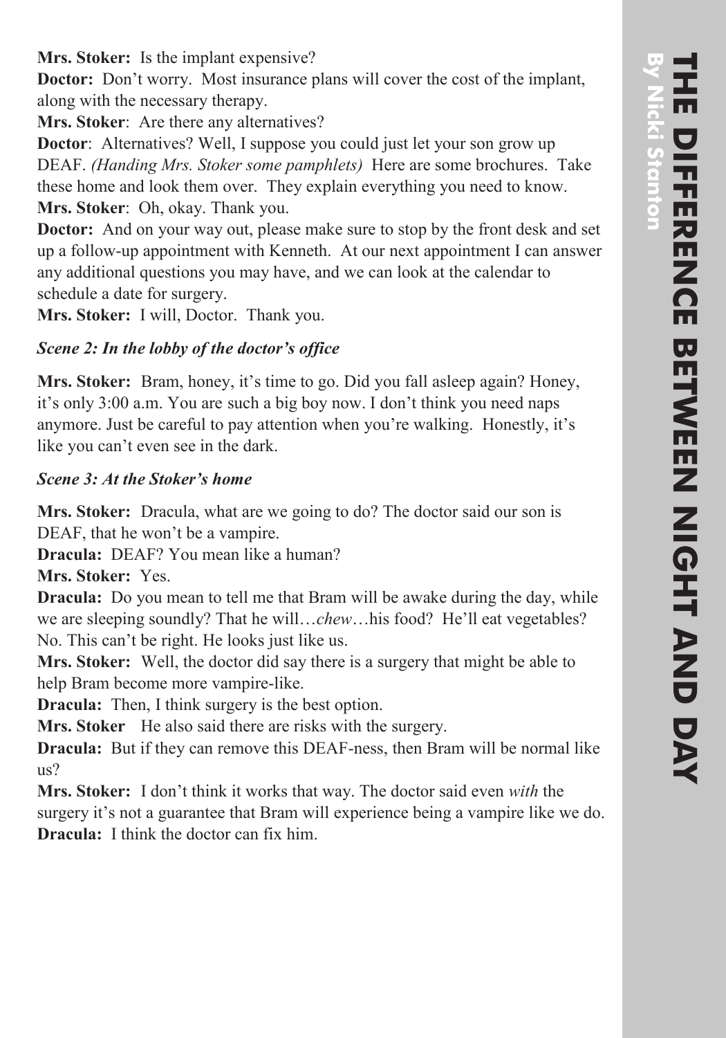**Mrs. Stoker:** Is the implant expensive?

**Doctor:** Don't worry. Most insurance plans will cover the cost of the implant, along with the necessary therapy.

**Mrs. Stoker**: Are there any alternatives?

**Doctor**: Alternatives? Well, I suppose you could just let your son grow up DEAF. *(Handing Mrs. Stoker some pamphlets)* Here are some brochures. Take these home and look them over. They explain everything you need to know.

**Mrs. Stoker**: Oh, okay. Thank you.

**Doctor:** And on your way out, please make sure to stop by the front desk and set up a follow-up appointment with Kenneth. At our next appointment I can answer any additional questions you may have, and we can look at the calendar to schedule a date for surgery.

**Mrs. Stoker:** I will, Doctor. Thank you.

***Scene 2: In the lobby of the doctor's office***

**Mrs. Stoker:** Bram, honey, it's time to go. Did you fall asleep again? Honey, it's only 3:00 a.m. You are such a big boy now. I don't think you need naps anymore. Just be careful to pay attention when you're walking. Honestly, it's like you can't even see in the dark.

***Scene 3: At the Stoker's home***

**Mrs. Stoker:** Dracula, what are we going to do? The doctor said our son is DEAF, that he won't be a vampire.

**Dracula:** DEAF? You mean like a human?

**Mrs. Stoker:** Yes.

**Dracula:** Do you mean to tell me that Bram will be awake during the day, while we are sleeping soundly? That he will…*chew*…his food? He'll eat vegetables? No. This can't be right. He looks just like us.

**Mrs. Stoker:** Well, the doctor did say there is a surgery that might be able to help Bram become more vampire-like.

**Dracula:** Then, I think surgery is the best option.

**Mrs. Stoker** He also said there are risks with the surgery.

**Dracula:** But if they can remove this DEAF-ness, then Bram will be normal like us?

**Mrs. Stoker:** I don't think it works that way. The doctor said even *with* the surgery it's not a guarantee that Bram will experience being a vampire like we do.

**Dracula:** I think the doctor can fix him.